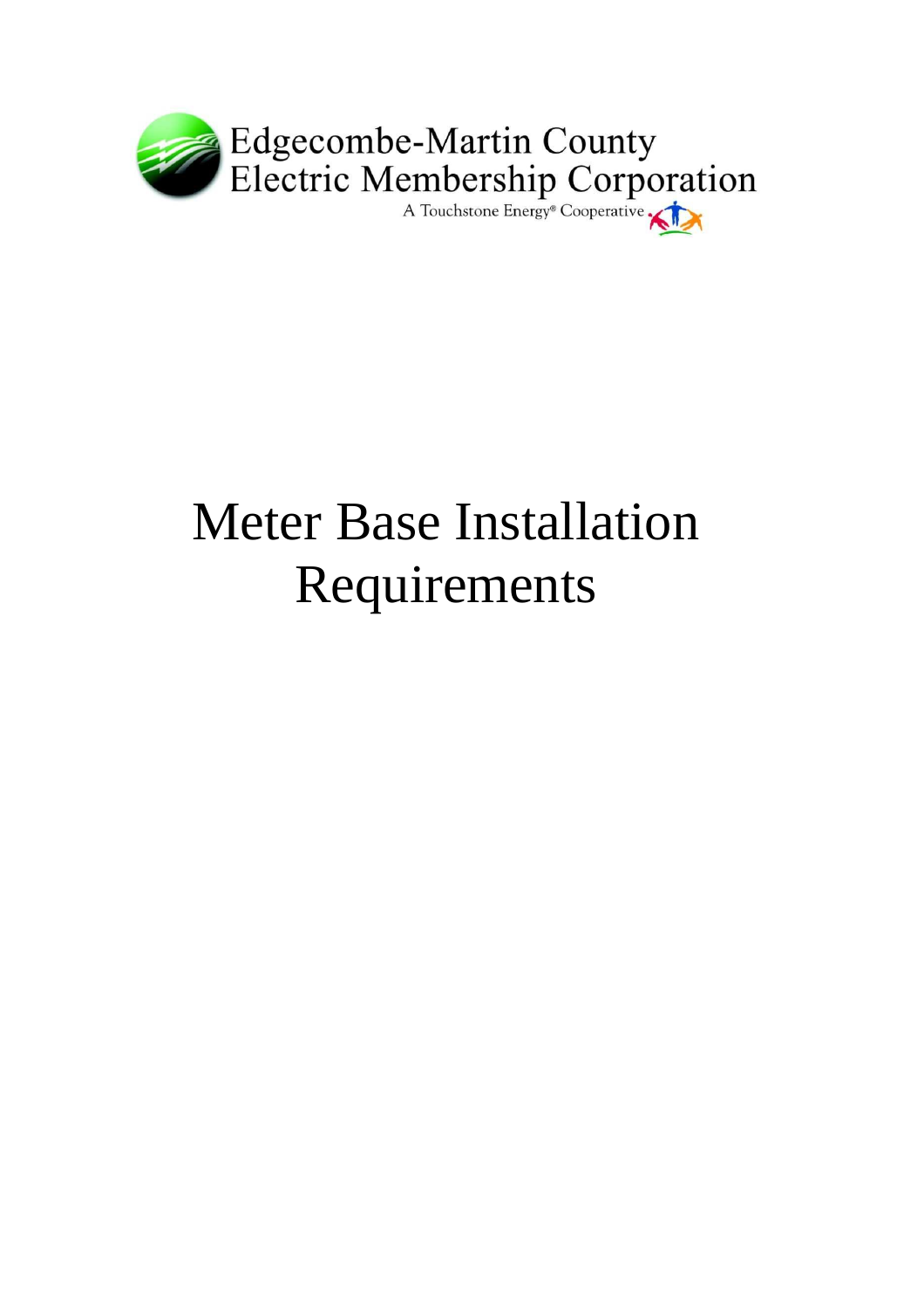Edgecombe-Martin County
Electric Membership Corporation
A Touchstone Energy® Cooperative

# Meter Base Installation Requirements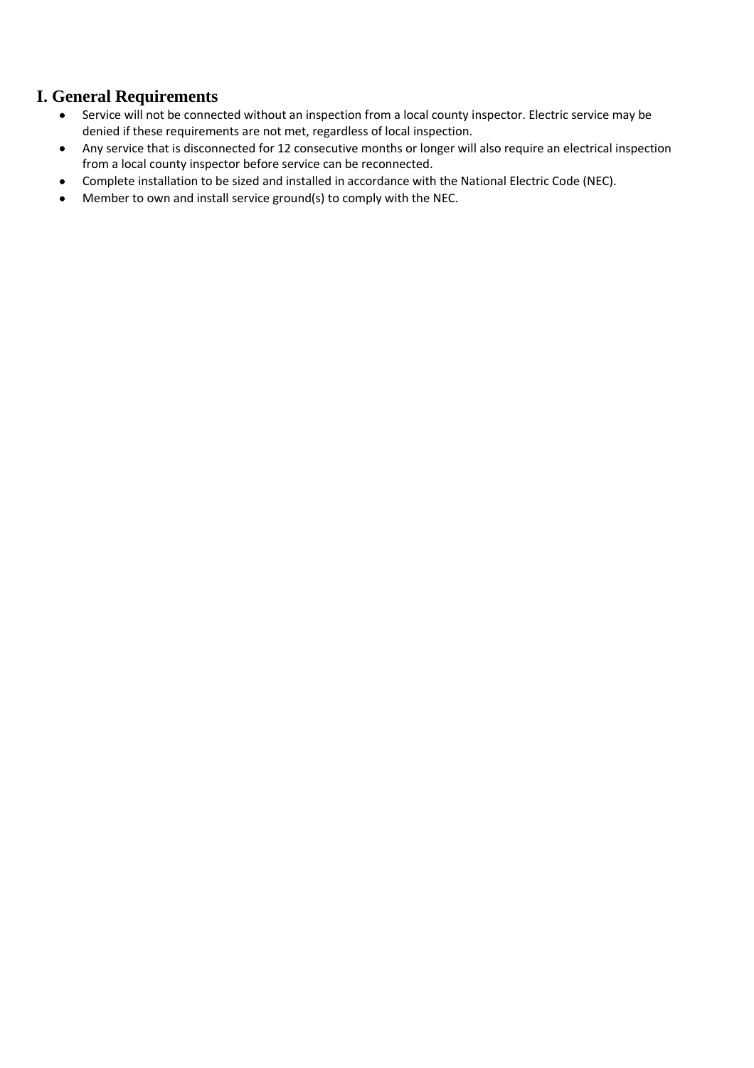## I. General Requirements

- Service will not be connected without an inspection from a local county inspector. Electric service may be denied if these requirements are not met, regardless of local inspection.
- Any service that is disconnected for 12 consecutive months or longer will also require an electrical inspection from a local county inspector before service can be reconnected.
- Complete installation to be sized and installed in accordance with the National Electric Code (NEC).
- Member to own and install service ground(s) to comply with the NEC.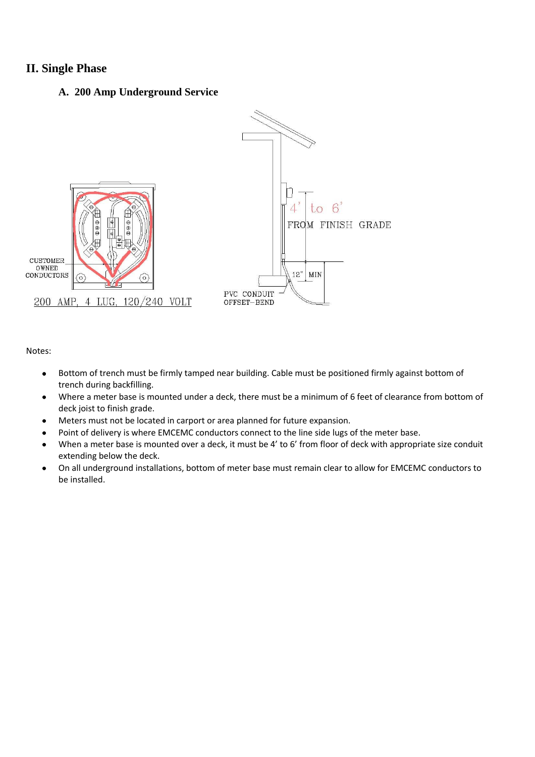## II. Single Phase

### A. 200 Amp Underground Service

CUSTOMER OWNED CONDUCTORS

200 AMP, 4 LUG, 120/240 VOLT

4' to 6'

FROM FINISH GRADE

12" MIN

PVC CONDUIT OFFSET–BEND

Notes:

- Bottom of trench must be firmly tamped near building. Cable must be positioned firmly against bottom of trench during backfilling.
- Where a meter base is mounted under a deck, there must be a minimum of 6 feet of clearance from bottom of deck joist to finish grade.
- Meters must not be located in carport or area planned for future expansion.
- Point of delivery is where EMCEMC conductors connect to the line side lugs of the meter base.
- When a meter base is mounted over a deck, it must be 4' to 6' from floor of deck with appropriate size conduit extending below the deck.
- On all underground installations, bottom of meter base must remain clear to allow for EMCEMC conductors to be installed.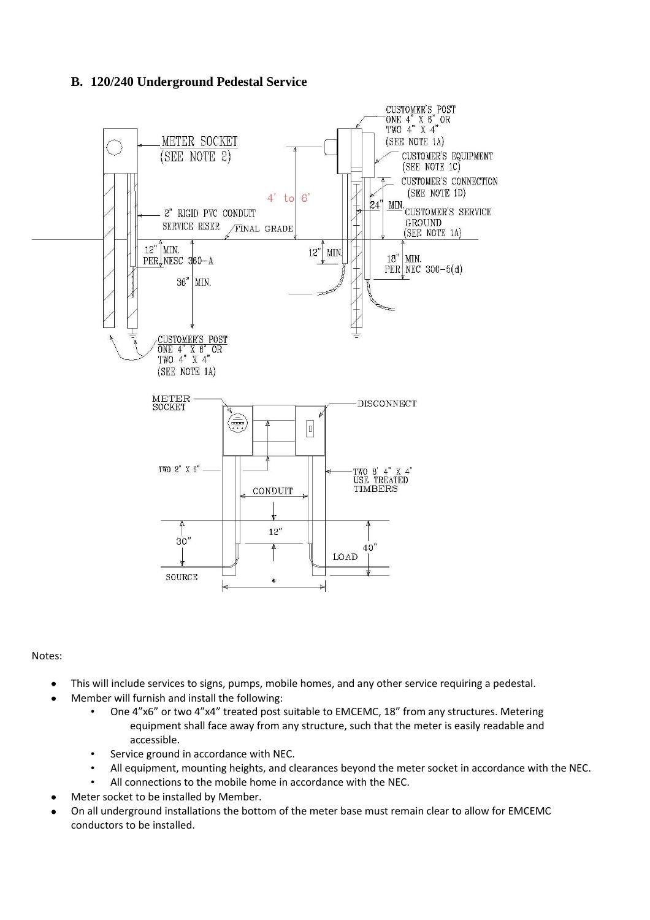## B. 120/240 Underground Pedestal Service

METER SOCKET
(SEE NOTE 2)

CUSTOMER'S POST
ONE 4" X 6" OR
TWO 4" X 4"
(SEE NOTE 1A)

CUSTOMER'S EQUIPMENT
(SEE NOTE 1C)

CUSTOMER'S CONNECTION
(SEE NOTE 1D)

4' to 6'

24" MIN.

CUSTOMER'S SERVICE
GROUND
(SEE NOTE 1A)

2" RIGID PVC CONDUIT
SERVICE RISER

FINAL GRADE

12" MIN.
PER NESC 360-A

12" MIN.

18" MIN.
PER NEC 300-5(d)

36" MIN.

CUSTOMER'S POST
ONE 4" X 6" OR
TWO 4" X 4"
(SEE NOTE 1A)

METER SOCKET

DISCONNECT

TWO 2" X 6"

TWO 8' 4" X 4"
USE TREATED
TIMBERS

CONDUIT

12"

30"

40"

LOAD

SOURCE

*

Notes:

- This will include services to signs, pumps, mobile homes, and any other service requiring a pedestal.
- Member will furnish and install the following:
  - One 4"x6" or two 4"x4" treated post suitable to EMCEMC, 18" from any structures. Metering equipment shall face away from any structure, such that the meter is easily readable and accessible.
  - Service ground in accordance with NEC.
  - All equipment, mounting heights, and clearances beyond the meter socket in accordance with the NEC.
  - All connections to the mobile home in accordance with the NEC.
- Meter socket to be installed by Member.
- On all underground installations the bottom of the meter base must remain clear to allow for EMCEMC conductors to be installed.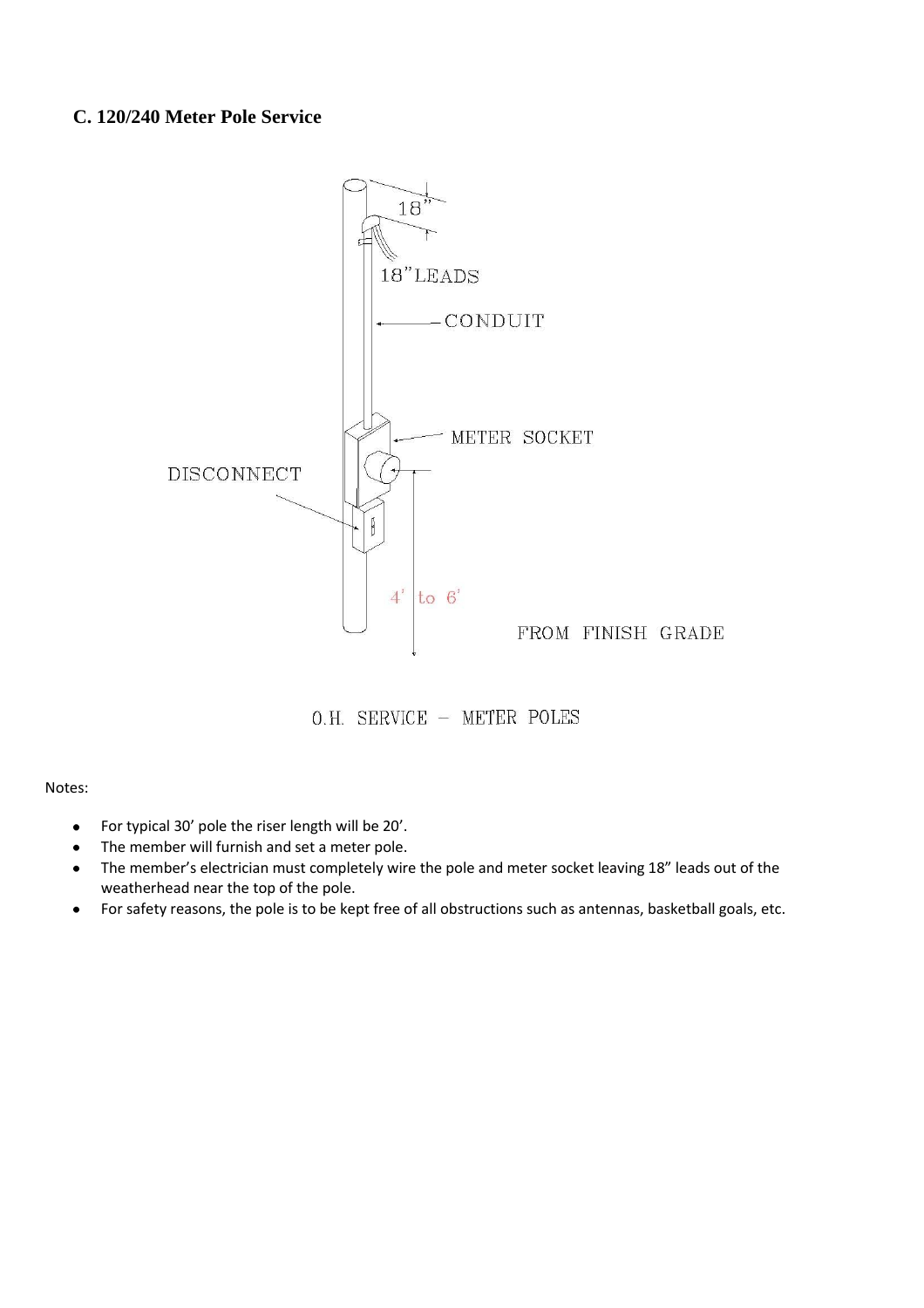### C. 120/240 Meter Pole Service

18"

18"LEADS

CONDUIT

METER SOCKET

DISCONNECT

4' to 6'

FROM FINISH GRADE

O.H. SERVICE – METER POLES

Notes:

- For typical 30' pole the riser length will be 20'.
- The member will furnish and set a meter pole.
- The member's electrician must completely wire the pole and meter socket leaving 18" leads out of the weatherhead near the top of the pole.
- For safety reasons, the pole is to be kept free of all obstructions such as antennas, basketball goals, etc.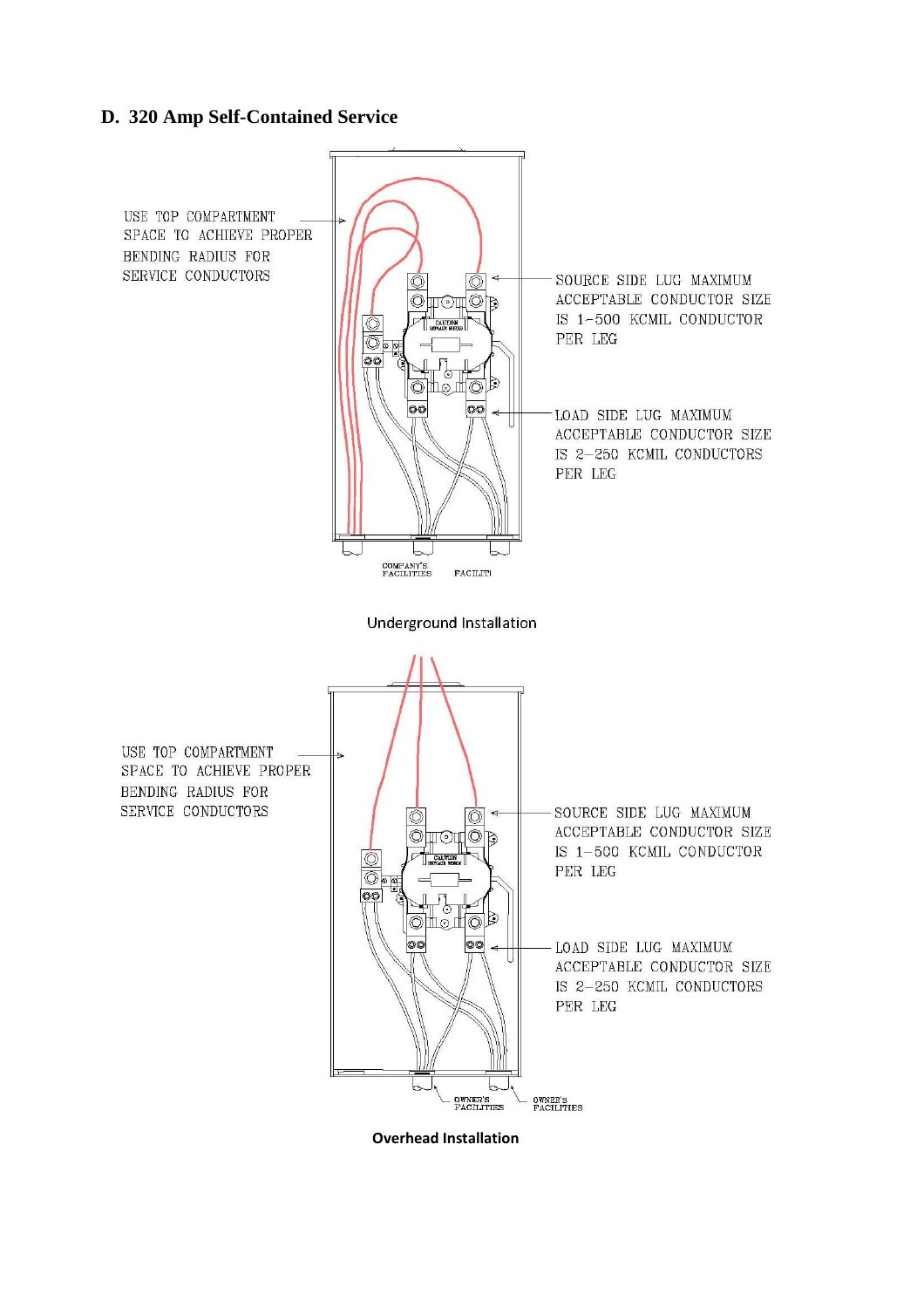## D. 320 Amp Self-Contained Service

USE TOP COMPARTMENT SPACE TO ACHIEVE PROPER BENDING RADIUS FOR SERVICE CONDUCTORS

SOURCE SIDE LUG MAXIMUM ACCEPTABLE CONDUCTOR SIZE IS 1-500 KCMIL CONDUCTOR PER LEG

LOAD SIDE LUG MAXIMUM ACCEPTABLE CONDUCTOR SIZE IS 2-250 KCMIL CONDUCTORS PER LEG

COMPANY'S FACILITIES

FACILITI

Underground Installation

USE TOP COMPARTMENT SPACE TO ACHIEVE PROPER BENDING RADIUS FOR SERVICE CONDUCTORS

SOURCE SIDE LUG MAXIMUM ACCEPTABLE CONDUCTOR SIZE IS 1-500 KCMIL CONDUCTOR PER LEG

LOAD SIDE LUG MAXIMUM ACCEPTABLE CONDUCTOR SIZE IS 2-250 KCMIL CONDUCTORS PER LEG

OWNER'S FACILITIES

OWNER'S FACILITIES

**Overhead Installation**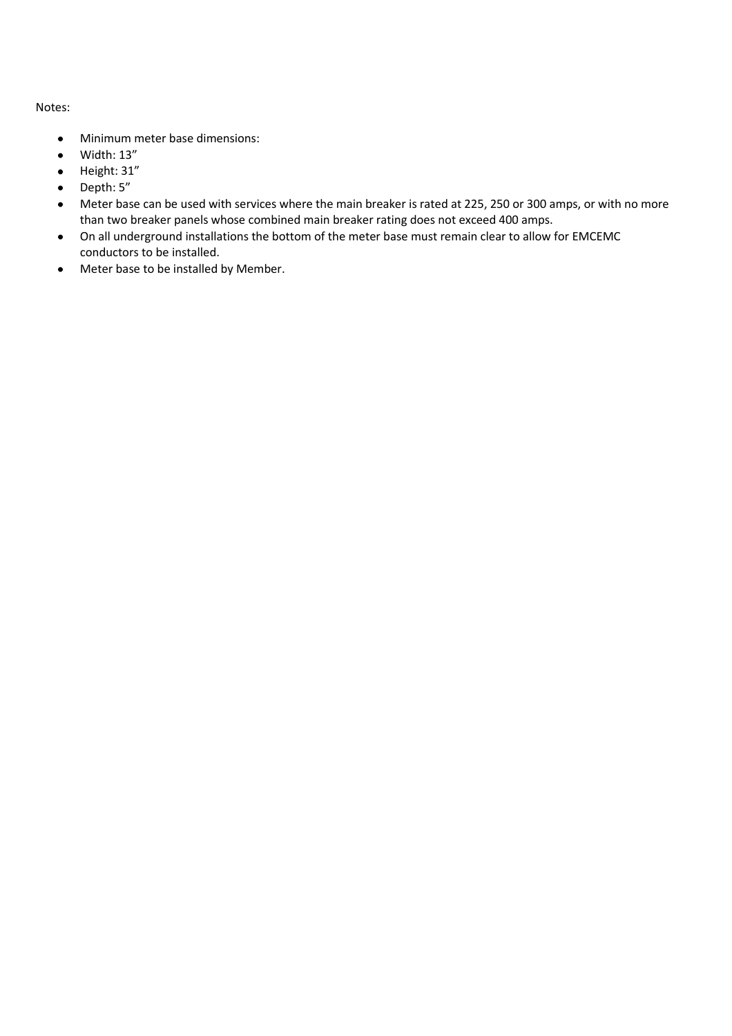Notes:

- Minimum meter base dimensions:
- Width: 13”
- Height: 31”
- Depth: 5”
- Meter base can be used with services where the main breaker is rated at 225, 250 or 300 amps, or with no more than two breaker panels whose combined main breaker rating does not exceed 400 amps.
- On all underground installations the bottom of the meter base must remain clear to allow for EMCEMC conductors to be installed.
- Meter base to be installed by Member.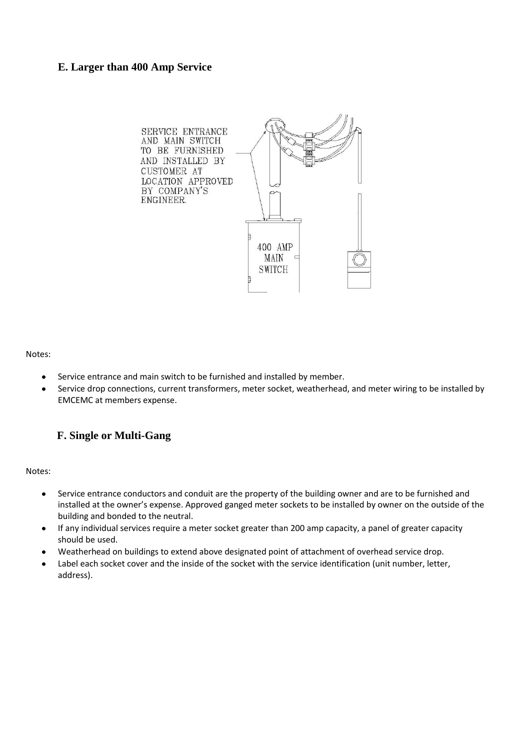## E. Larger than 400 Amp Service

SERVICE ENTRANCE AND MAIN SWITCH TO BE FURNISHED AND INSTALLED BY CUSTOMER AT LOCATION APPROVED BY COMPANY'S ENGINEER.

400 AMP MAIN SWITCH

Notes:

- Service entrance and main switch to be furnished and installed by member.
- Service drop connections, current transformers, meter socket, weatherhead, and meter wiring to be installed by EMCEMC at members expense.

## F. Single or Multi-Gang

Notes:

- Service entrance conductors and conduit are the property of the building owner and are to be furnished and installed at the owner's expense. Approved ganged meter sockets to be installed by owner on the outside of the building and bonded to the neutral.
- If any individual services require a meter socket greater than 200 amp capacity, a panel of greater capacity should be used.
- Weatherhead on buildings to extend above designated point of attachment of overhead service drop.
- Label each socket cover and the inside of the socket with the service identification (unit number, letter, address).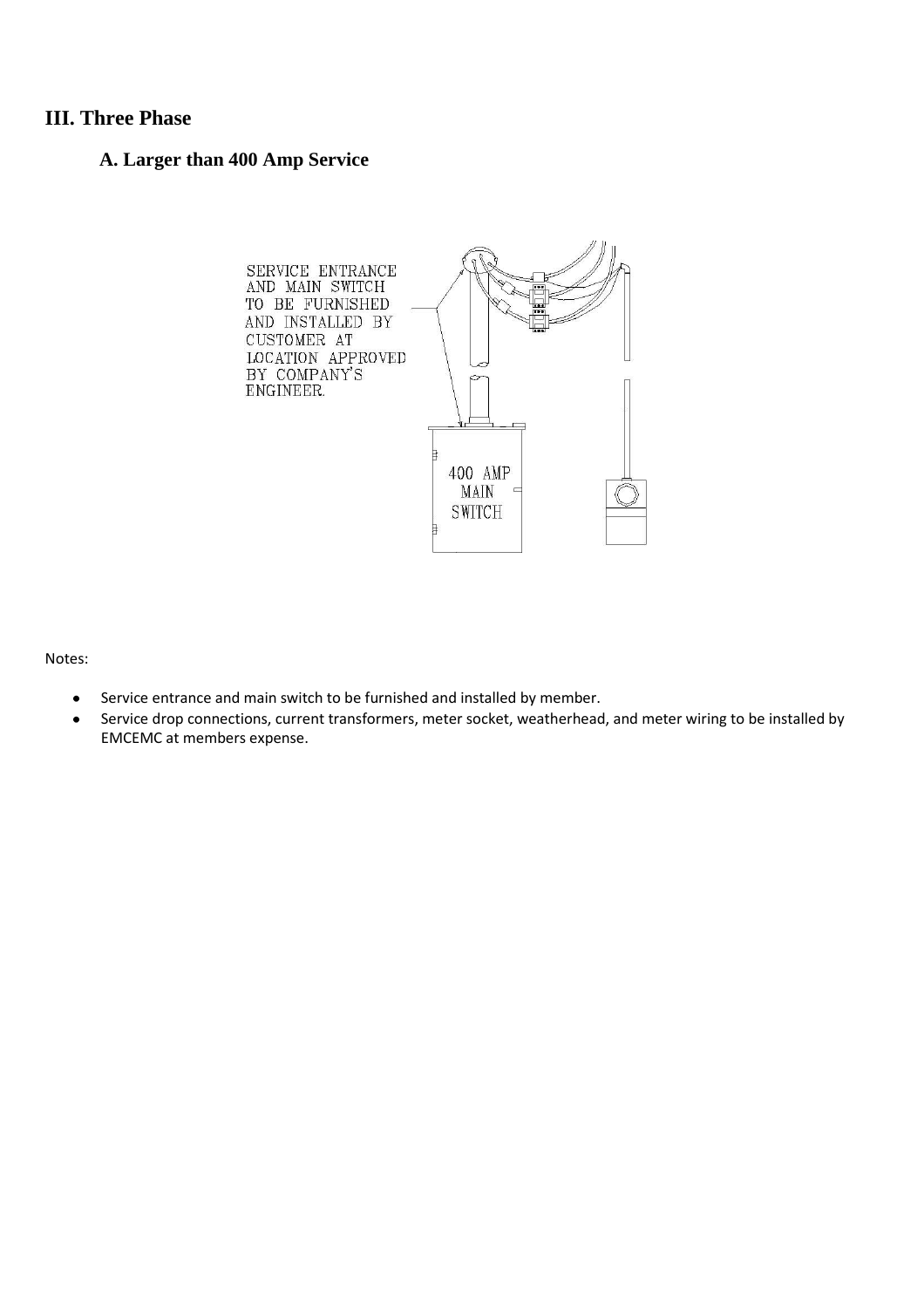## III. Three Phase

### A. Larger than 400 Amp Service

SERVICE ENTRANCE AND MAIN SWITCH TO BE FURNISHED AND INSTALLED BY CUSTOMER AT LOCATION APPROVED BY COMPANY'S ENGINEER.

400 AMP MAIN SWITCH

Notes:

- Service entrance and main switch to be furnished and installed by member.
- Service drop connections, current transformers, meter socket, weatherhead, and meter wiring to be installed by EMCEMC at members expense.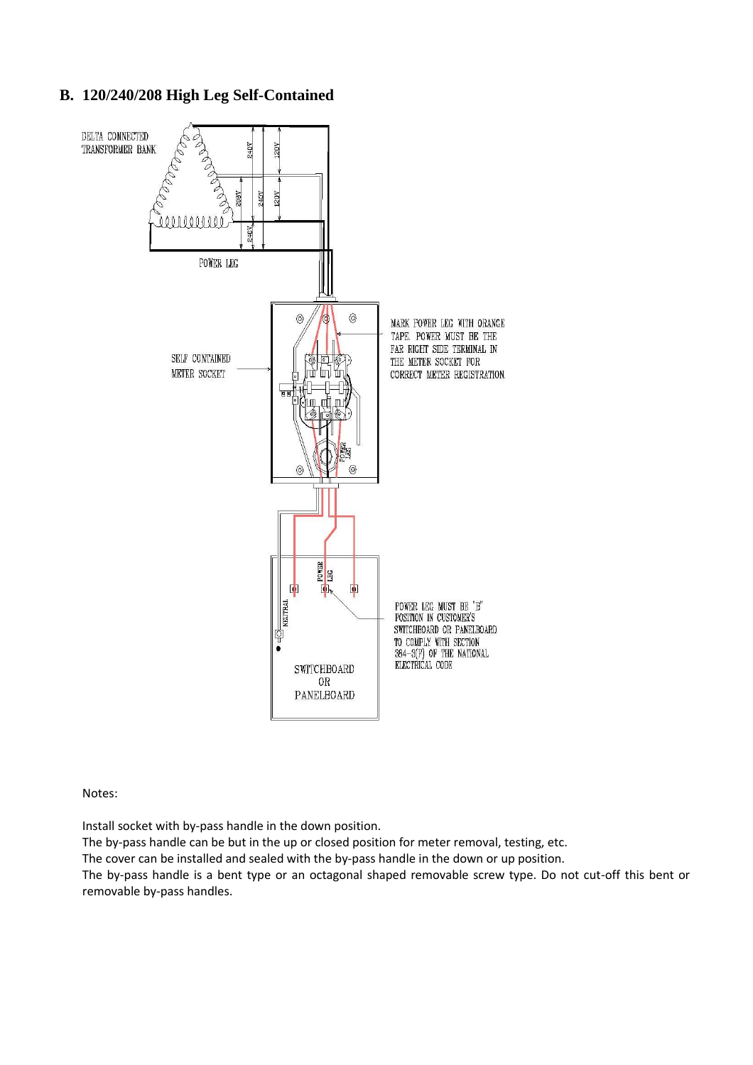## B. 120/240/208 High Leg Self-Contained

DELTA CONNECTED TRANSFORMER BANK

240V
120V
208V
240V
120V
240V

POWER LEG

SELF CONTAINED METER SOCKET

MARK POWER LEG WITH ORANGE TAPE. POWER MUST BE THE FAR RIGHT SIDE TERMINAL IN THE METER SOCKET FOR CORRECT METER REGISTRATION.

POWER LEG

NEUTRAL

POWER LEG

POWER LEG MUST BE "B" POSITION IN CUSTOMER'S SWITCHBOARD OR PANELBOARD TO COMPLY WITH SECTION 384-3(F) OF THE NATIONAL ELECTRICAL CODE

SWITCHBOARD OR PANELBOARD

Notes:

Install socket with by-pass handle in the down position.
The by-pass handle can be but in the up or closed position for meter removal, testing, etc.
The cover can be installed and sealed with the by-pass handle in the down or up position.
The by-pass handle is a bent type or an octagonal shaped removable screw type. Do not cut-off this bent or removable by-pass handles.